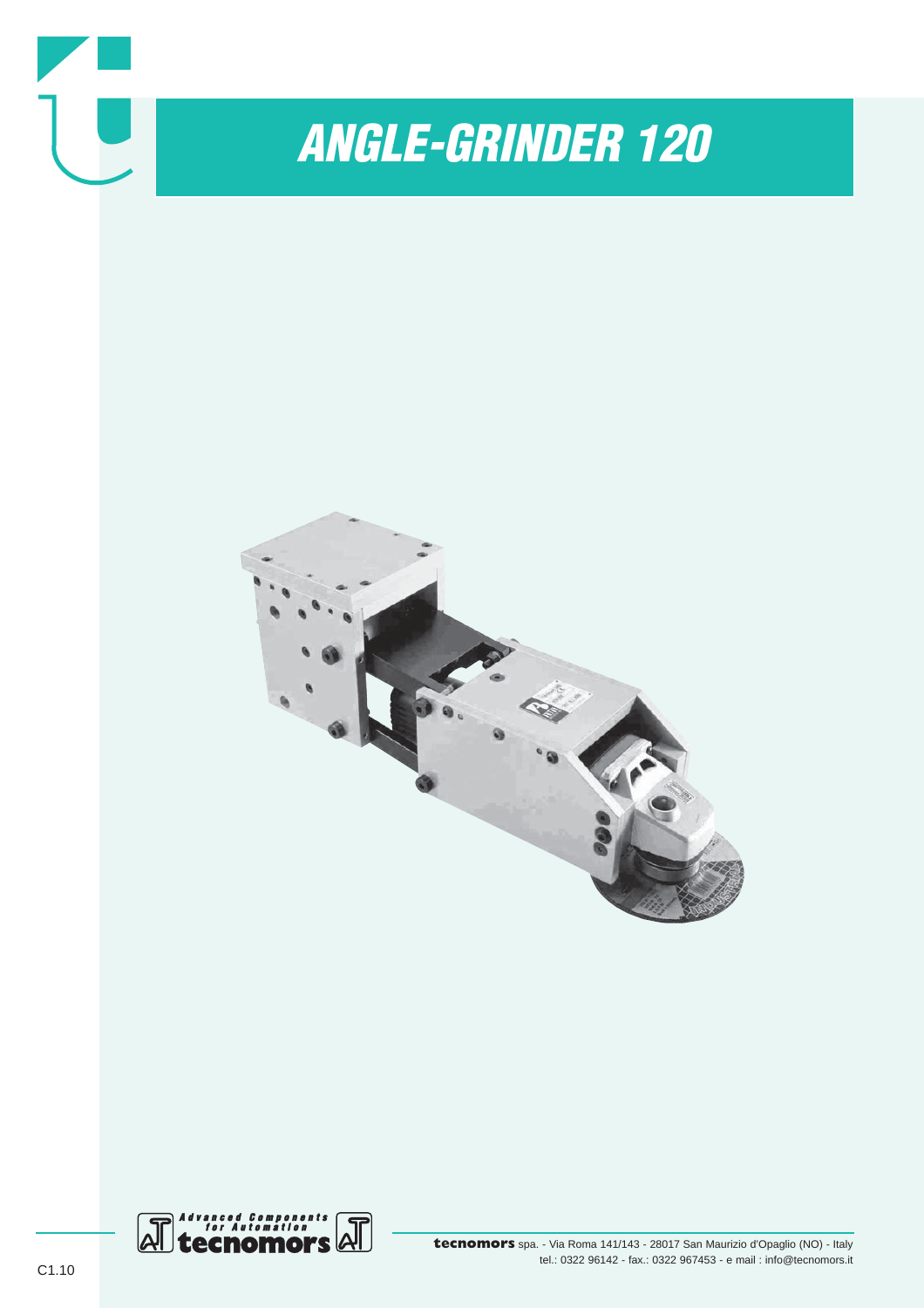# ANGLE-GRINDER 120

Advanced Components for Automation
tecnomors

**tecnomors** spa. - Via Roma 141/143 - 28017 San Maurizio d'Opaglio (NO) - Italy
tel.: 0322 96142 - fax.: 0322 967453 - e mail : info@tecnomors.it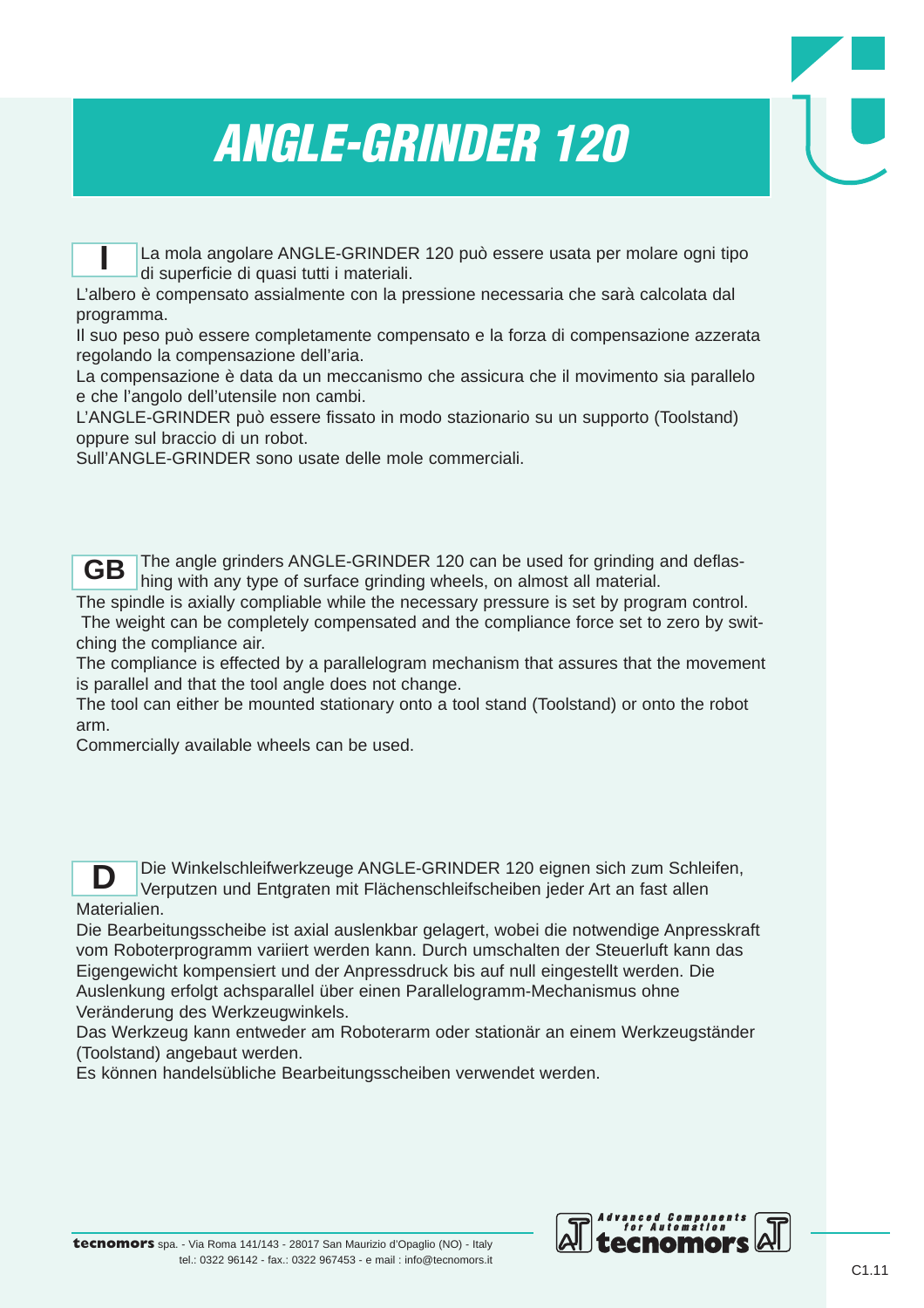# ANGLE-GRINDER 120

**I**

La mola angolare ANGLE-GRINDER 120 può essere usata per molare ogni tipo di superficie di quasi tutti i materiali.
L'albero è compensato assialmente con la pressione necessaria che sarà calcolata dal programma.
Il suo peso può essere completamente compensato e la forza di compensazione azzerata regolando la compensazione dell'aria.
La compensazione è data da un meccanismo che assicura che il movimento sia parallelo e che l'angolo dell'utensile non cambi.
L'ANGLE-GRINDER può essere fissato in modo stazionario su un supporto (Toolstand) oppure sul braccio di un robot.
Sull'ANGLE-GRINDER sono usate delle mole commerciali.

**GB**

The angle grinders ANGLE-GRINDER 120 can be used for grinding and deflashing with any type of surface grinding wheels, on almost all material.
The spindle is axially compliable while the necessary pressure is set by program control.
The weight can be completely compensated and the compliance force set to zero by switching the compliance air.
The compliance is effected by a parallelogram mechanism that assures that the movement is parallel and that the tool angle does not change.
The tool can either be mounted stationary onto a tool stand (Toolstand) or onto the robot arm.
Commercially available wheels can be used.

**D**

Die Winkelschleifwerkzeuge ANGLE-GRINDER 120 eignen sich zum Schleifen, Verputzen und Entgraten mit Flächenschleifscheiben jeder Art an fast allen Materialien.
Die Bearbeitungsscheibe ist axial auslenkbar gelagert, wobei die notwendige Anpresskraft vom Roboterprogramm variiert werden kann. Durch umschalten der Steuerluft kann das Eigengewicht kompensiert und der Anpressdruck bis auf null eingestellt werden. Die Auslenkung erfolgt achsparallel über einen Parallelogramm-Mechanismus ohne Veränderung des Werkzeugwinkels.
Das Werkzeug kann entweder am Roboterarm oder stationär an einem Werkzeugständer (Toolstand) angebaut werden.
Es können handelsübliche Bearbeitungsscheiben verwendet werden.

**tecnomors** spa. - Via Roma 141/143 - 28017 San Maurizio d'Opaglio (NO) - Italy
tel.: 0322 96142 - fax.: 0322 967453 - e mail : info@tecnomors.it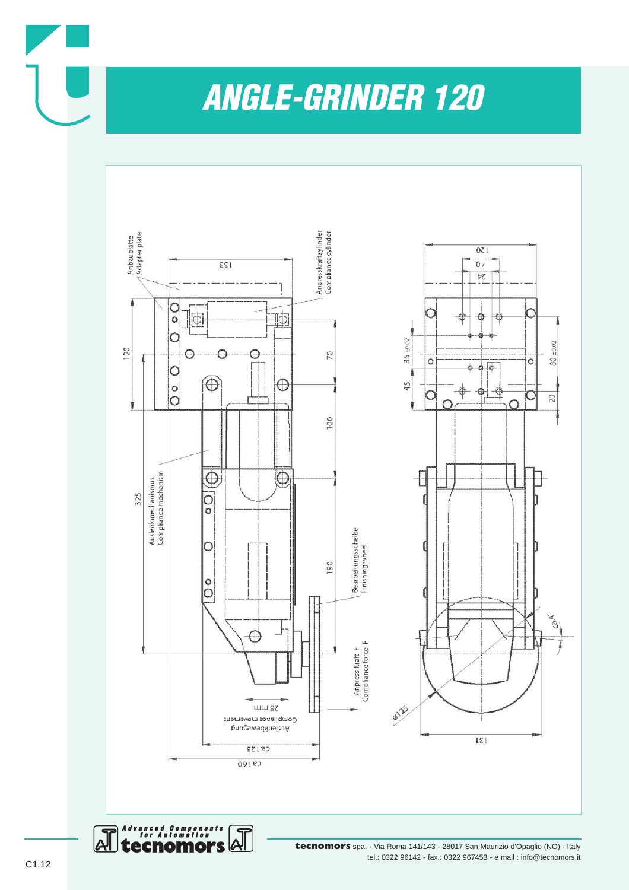# ANGLE-GRINDER 120

Anbauplatte
Adapter plate

Anpresskraftzylinder
Compliance cylinder

133

120

70

100

325

Auslenkmechanismus
Compliance mechanism

190

Bearbeitungsscheibe
Finishing wheel

Anpress Kraft F
Compliance force F

28 mm
Compliance movement
Auslenkbewegung

ca.125

ca.160

120

40

24

35 ±0.02

45

80 ±0.02

20

ca.4°

ø125

131

**tecnomors** spa. - Via Roma 141/143 - 28017 San Maurizio d'Opaglio (NO) - Italy
tel.: 0322 96142 - fax.: 0322 967453 - e mail : info@tecnomors.it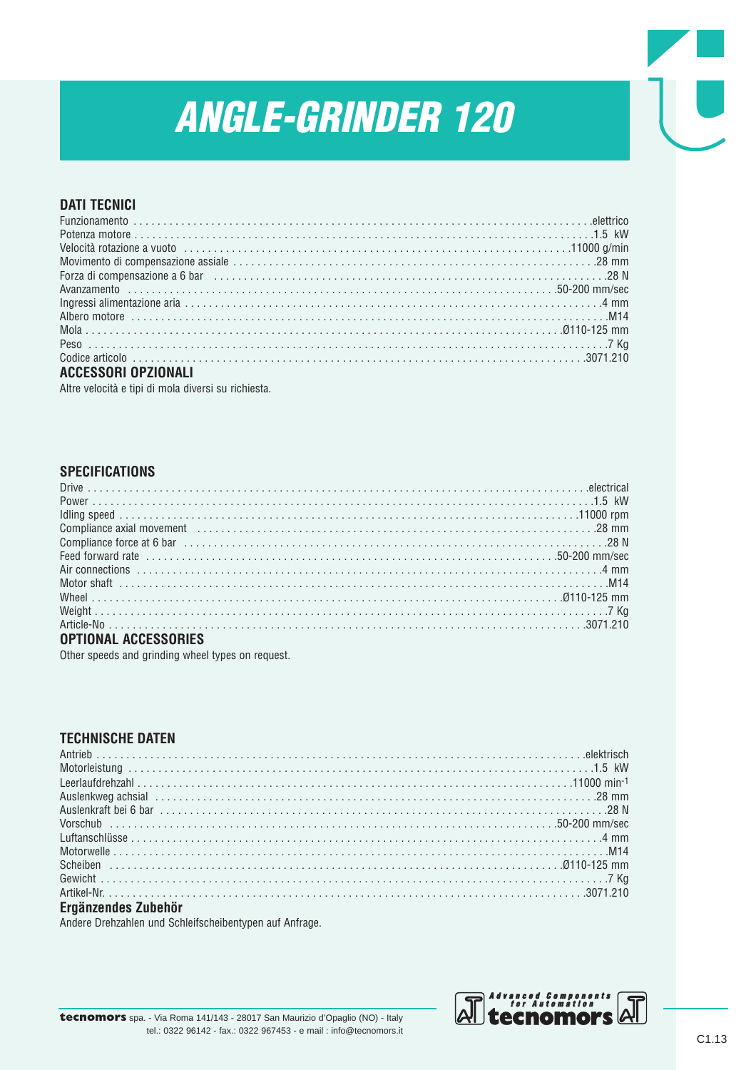# ANGLE-GRINDER 120

## DATI TECNICI

| | |
|---|---|
| Funzionamento | elettrico |
| Potenza motore | 1.5 kW |
| Velocità rotazione a vuoto | 11000 g/min |
| Movimento di compensazione assiale | 28 mm |
| Forza di compensazione a 6 bar | 28 N |
| Avanzamento | 50-200 mm/sec |
| Ingressi alimentazione aria | 4 mm |
| Albero motore | M14 |
| Mola | Ø110-125 mm |
| Peso | 7 Kg |
| Codice articolo | 3071.210 |

## ACCESSORI OPZIONALI

Altre velocità e tipi di mola diversi su richiesta.

## SPECIFICATIONS

| | |
|---|---|
| Drive | electrical |
| Power | 1.5 kW |
| Idling speed | 11000 rpm |
| Compliance axial movement | 28 mm |
| Compliance force at 6 bar | 28 N |
| Feed forward rate | 50-200 mm/sec |
| Air connections | 4 mm |
| Motor shaft | M14 |
| Wheel | Ø110-125 mm |
| Weight | 7 Kg |
| Article-No | 3071.210 |

## OPTIONAL ACCESSORIES

Other speeds and grinding wheel types on request.

## TECHNISCHE DATEN

| | |
|---|---|
| Antrieb | elektrisch |
| Motorleistung | 1.5 kW |
| Leerlaufdrehzahl | 11000 $min^{-1}$ |
| Auslenkweg achsial | 28 mm |
| Auslenkraft bei 6 bar | 28 N |
| Vorschub | 50-200 mm/sec |
| Luftanschlüsse | 4 mm |
| Motorwelle | M14 |
| Scheiben | Ø110-125 mm |
| Gewicht | 7 Kg |
| Artikel-Nr. | 3071.210 |

## Ergänzendes Zubehör

Andere Drehzahlen und Schleifscheibentypen auf Anfrage.

**tecnomors** spa. - Via Roma 141/143 - 28017 San Maurizio d'Opaglio (NO) - Italy
tel.: 0322 96142 - fax.: 0322 967453 - e mail : info@tecnomors.it

Advanced Components for Automation tecnomors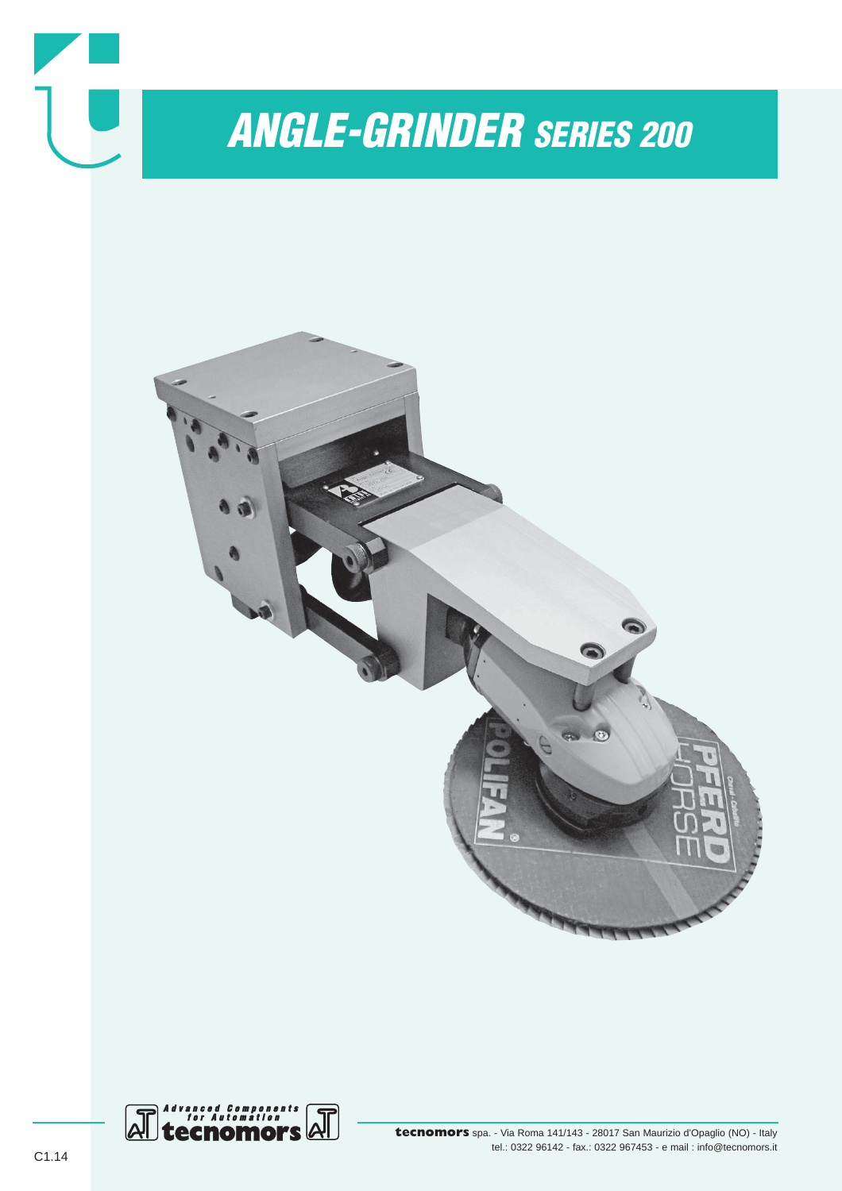# ANGLE-GRINDER SERIES 200

**tecnomors** spa. - Via Roma 141/143 - 28017 San Maurizio d'Opaglio (NO) - Italy
tel.: 0322 96142 - fax.: 0322 967453 - e mail : info@tecnomors.it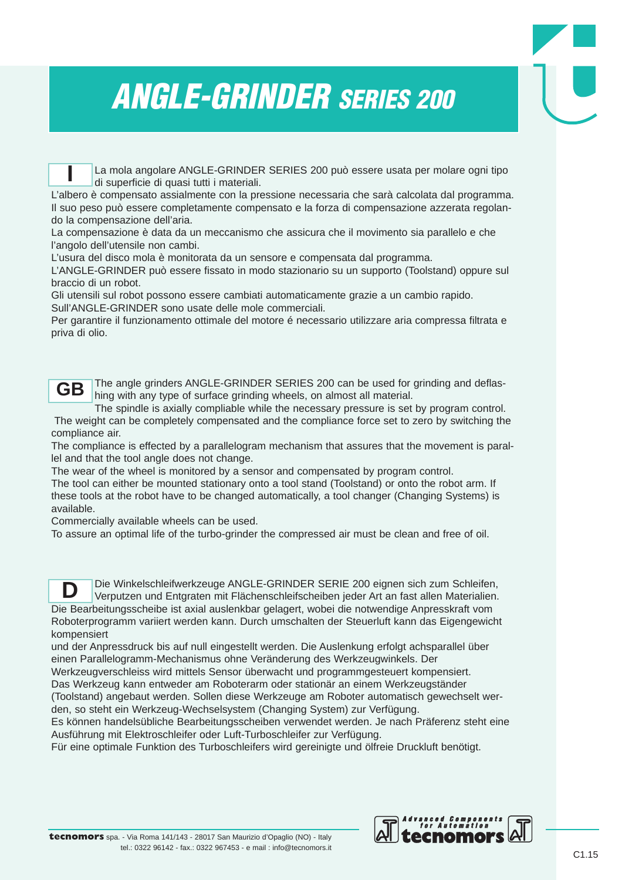# ANGLE-GRINDER SERIES 200

**I**

La mola angolare ANGLE-GRINDER SERIES 200 può essere usata per molare ogni tipo di superficie di quasi tutti i materiali.
L'albero è compensato assialmente con la pressione necessaria che sarà calcolata dal programma.
Il suo peso può essere completamente compensato e la forza di compensazione azzerata regolando la compensazione dell'aria.
La compensazione è data da un meccanismo che assicura che il movimento sia parallelo e che l'angolo dell'utensile non cambi.
L'usura del disco mola è monitorata da un sensore e compensata dal programma.
L'ANGLE-GRINDER può essere fissato in modo stazionario su un supporto (Toolstand) oppure sul braccio di un robot.
Gli utensili sul robot possono essere cambiati automaticamente grazie a un cambio rapido.
Sull'ANGLE-GRINDER sono usate delle mole commerciali.
Per garantire il funzionamento ottimale del motore é necessario utilizzare aria compressa filtrata e priva di olio.

**GB**

The angle grinders ANGLE-GRINDER SERIES 200 can be used for grinding and deflashing with any type of surface grinding wheels, on almost all material.
The spindle is axially compliable while the necessary pressure is set by program control.
The weight can be completely compensated and the compliance force set to zero by switching the compliance air.
The compliance is effected by a parallelogram mechanism that assures that the movement is parallel and that the tool angle does not change.
The wear of the wheel is monitored by a sensor and compensated by program control.
The tool can either be mounted stationary onto a tool stand (Toolstand) or onto the robot arm. If these tools at the robot have to be changed automatically, a tool changer (Changing Systems) is available.
Commercially available wheels can be used.
To assure an optimal life of the turbo-grinder the compressed air must be clean and free of oil.

**D**

Die Winkelschleifwerkzeuge ANGLE-GRINDER SERIE 200 eignen sich zum Schleifen, Verputzen und Entgraten mit Flächenschleifscheiben jeder Art an fast allen Materialien.
Die Bearbeitungsscheibe ist axial auslenkbar gelagert, wobei die notwendige Anpresskraft vom Roboterprogramm variiert werden kann. Durch umschalten der Steuerluft kann das Eigengewicht kompensiert
und der Anpressdruck bis auf null eingestellt werden. Die Auslenkung erfolgt achsparallel über einen Parallelogramm-Mechanismus ohne Veränderung des Werkzeugwinkels. Der Werkzeugverschleiss wird mittels Sensor überwacht und programmgesteuert kompensiert.
Das Werkzeug kann entweder am Roboterarm oder stationär an einem Werkzeugständer (Toolstand) angebaut werden. Sollen diese Werkzeuge am Roboter automatisch gewechselt werden, so steht ein Werkzeug-Wechselsystem (Changing System) zur Verfügung.
Es können handelsübliche Bearbeitungsscheiben verwendet werden. Je nach Präferenz steht eine Ausführung mit Elektroschleifer oder Luft-Turboschleifer zur Verfügung.
Für eine optimale Funktion des Turboschleifers wird gereinigte und ölfreie Druckluft benötigt.

**tecnomors** spa. - Via Roma 141/143 - 28017 San Maurizio d'Opaglio (NO) - Italy
tel.: 0322 96142 - fax.: 0322 967453 - e mail : info@tecnomors.it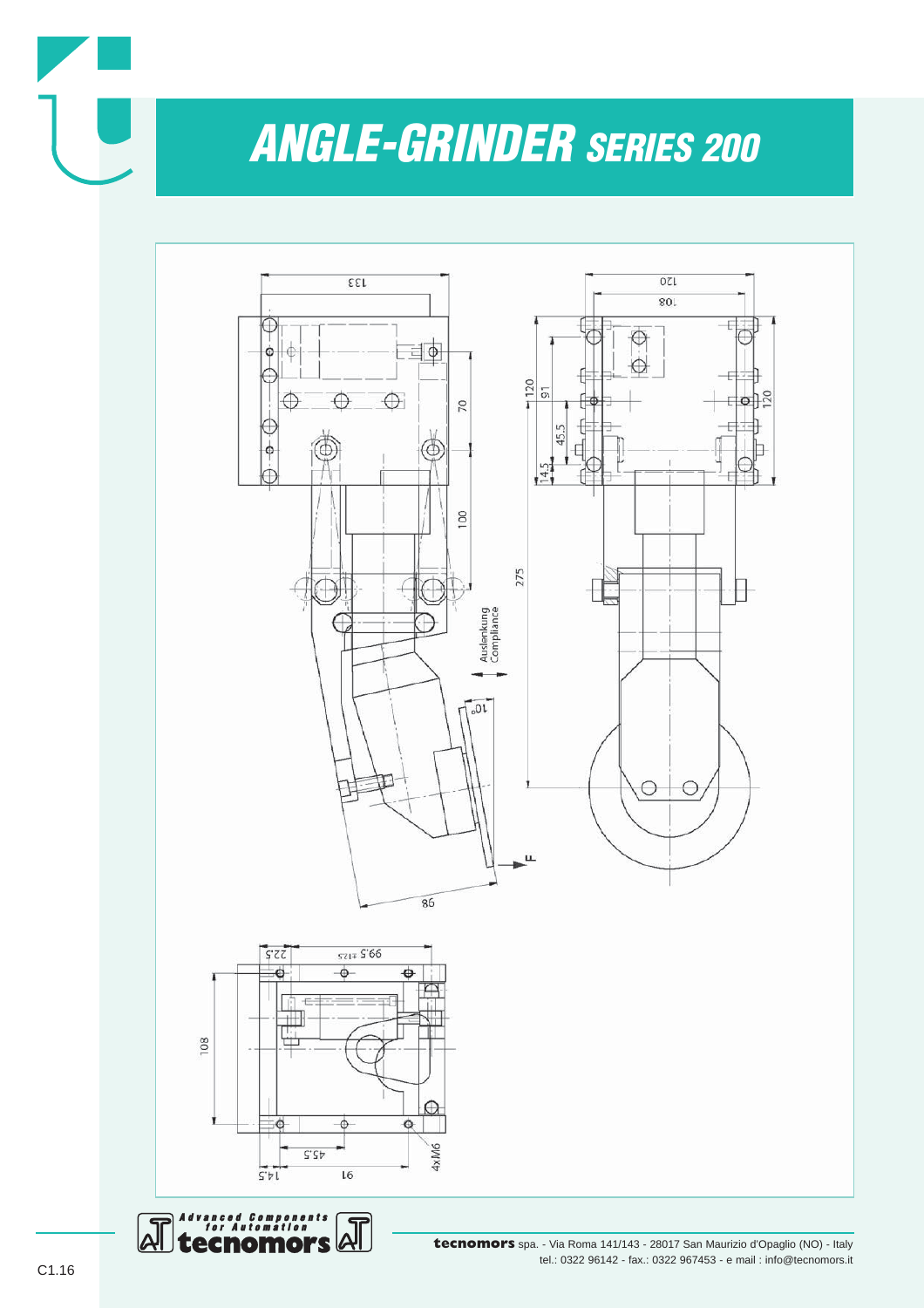# ANGLE-GRINDER *SERIES 200*

133

120

108

70

100

275

120

91

45,5

14,5

120

Auslenkung
Compliance

10°

F

86

22,5

99,5 ±12,5

108

45,5

14,5

91

4xM6

**tecnomors** spa. - Via Roma 141/143 - 28017 San Maurizio d'Opaglio (NO) - Italy
tel.: 0322 96142 - fax.: 0322 967453 - e mail : info@tecnomors.it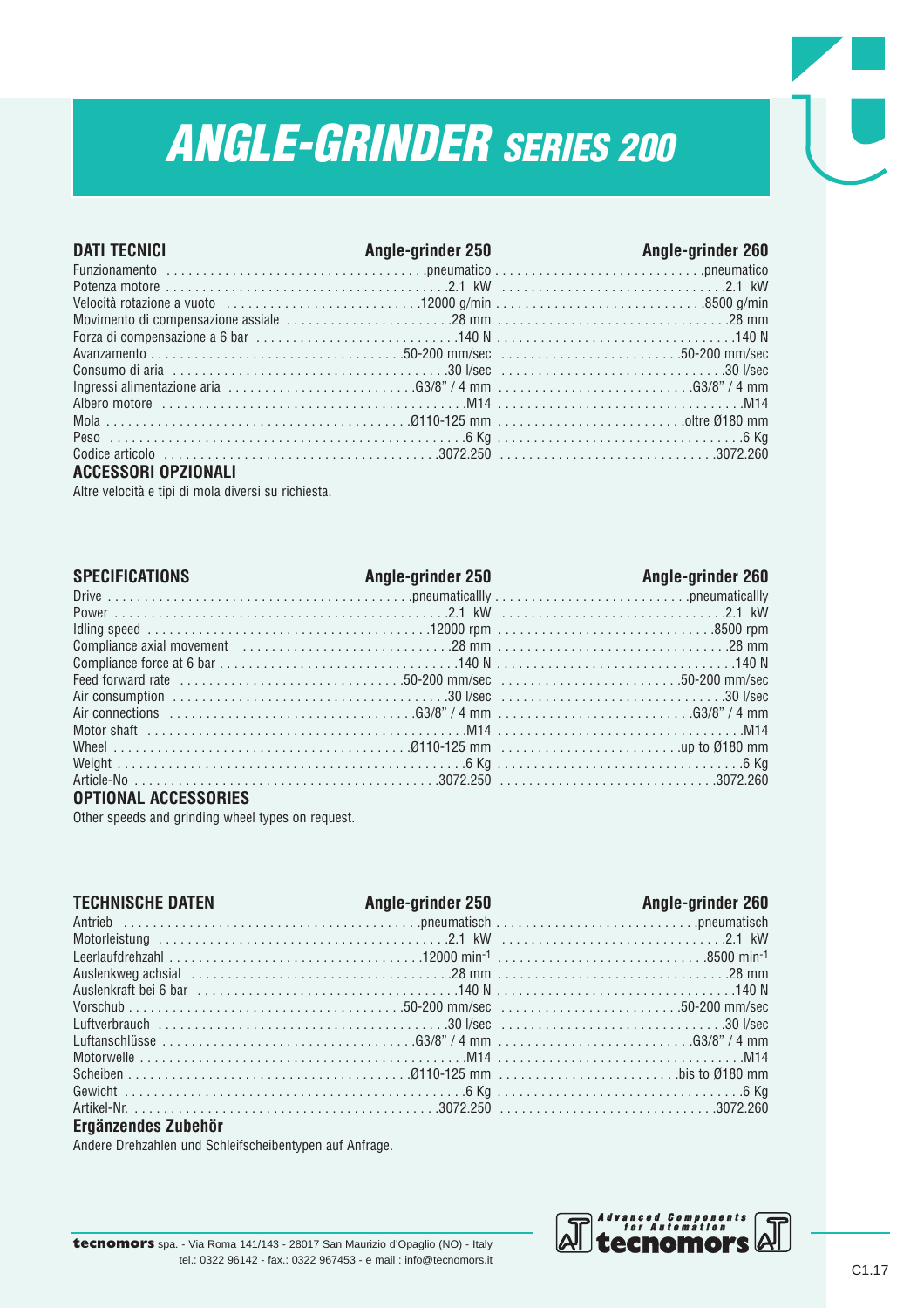# ANGLE-GRINDER SERIES 200

| DATI TECNICI | Angle-grinder 250 | Angle-grinder 260 |
|---|---|---|
| Funzionamento | pneumatico | pneumatico |
| Potenza motore | 2.1 kW | 2.1 kW |
| Velocità rotazione a vuoto | 12000 g/min | 8500 g/min |
| Movimento di compensazione assiale | 28 mm | 28 mm |
| Forza di compensazione a 6 bar | 140 N | 140 N |
| Avanzamento | 50-200 mm/sec | 50-200 mm/sec |
| Consumo di aria | 30 l/sec | 30 l/sec |
| Ingressi alimentazione aria | G3/8" / 4 mm | G3/8" / 4 mm |
| Albero motore | M14 | M14 |
| Mola | Ø110-125 mm | oltre Ø180 mm |
| Peso | 6 Kg | 6 Kg |
| Codice articolo | 3072.250 | 3072.260 |

**ACCESSORI OPZIONALI**

Altre velocità e tipi di mola diversi su richiesta.

| SPECIFICATIONS | Angle-grinder 250 | Angle-grinder 260 |
|---|---|---|
| Drive | pneumaticallly | pneumaticallly |
| Power | 2.1 kW | 2.1 kW |
| Idling speed | 12000 rpm | 8500 rpm |
| Compliance axial movement | 28 mm | 28 mm |
| Compliance force at 6 bar | 140 N | 140 N |
| Feed forward rate | 50-200 mm/sec | 50-200 mm/sec |
| Air consumption | 30 l/sec | 30 l/sec |
| Air connections | G3/8" / 4 mm | G3/8" / 4 mm |
| Motor shaft | M14 | M14 |
| Wheel | Ø110-125 mm | up to Ø180 mm |
| Weight | 6 Kg | 6 Kg |
| Article-No | 3072.250 | 3072.260 |

**OPTIONAL ACCESSORIES**

Other speeds and grinding wheel types on request.

| TECHNISCHE DATEN | Angle-grinder 250 | Angle-grinder 260 |
|---|---|---|
| Antrieb | pneumatisch | pneumatisch |
| Motorleistung | 2.1 kW | 2.1 kW |
| Leerlaufdrehzahl | 12000 $min^{-1}$ | 8500 $min^{-1}$ |
| Auslenkweg achsial | 28 mm | 28 mm |
| Auslenkraft bei 6 bar | 140 N | 140 N |
| Vorschub | 50-200 mm/sec | 50-200 mm/sec |
| Luftverbrauch | 30 l/sec | 30 l/sec |
| Luftanschlüsse | G3/8" / 4 mm | G3/8" / 4 mm |
| Motorwelle | M14 | M14 |
| Scheiben | Ø110-125 mm | bis to Ø180 mm |
| Gewicht | 6 Kg | 6 Kg |
| Artikel-Nr. | 3072.250 | 3072.260 |

**Ergänzendes Zubehör**

Andere Drehzahlen und Schleifscheibentypen auf Anfrage.

**tecnomors** spa. - Via Roma 141/143 - 28017 San Maurizio d'Opaglio (NO) - Italy
tel.: 0322 96142 - fax.: 0322 967453 - e mail : info@tecnomors.it

Advanced Components for Automation **tecnomors**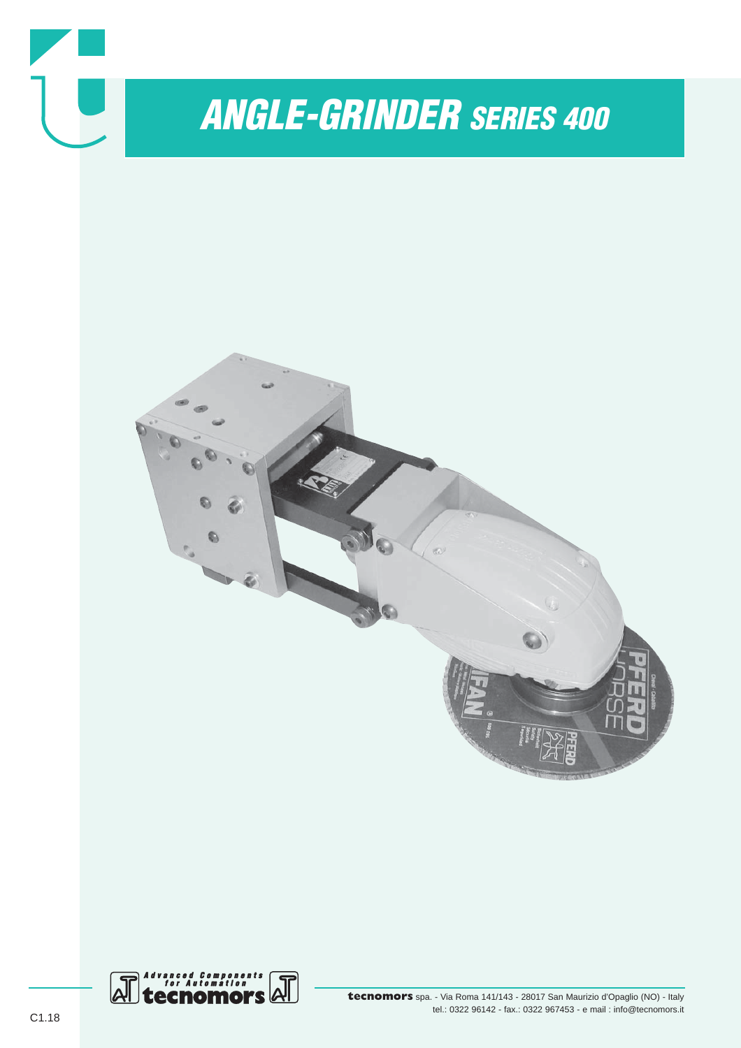# ANGLE-GRINDER *SERIES 400*

Advanced Components for Automation

**tecnomors**

**tecnomors** spa. - Via Roma 141/143 - 28017 San Maurizio d'Opaglio (NO) - Italy
tel.: 0322 96142 - fax.: 0322 967453 - e mail : info@tecnomors.it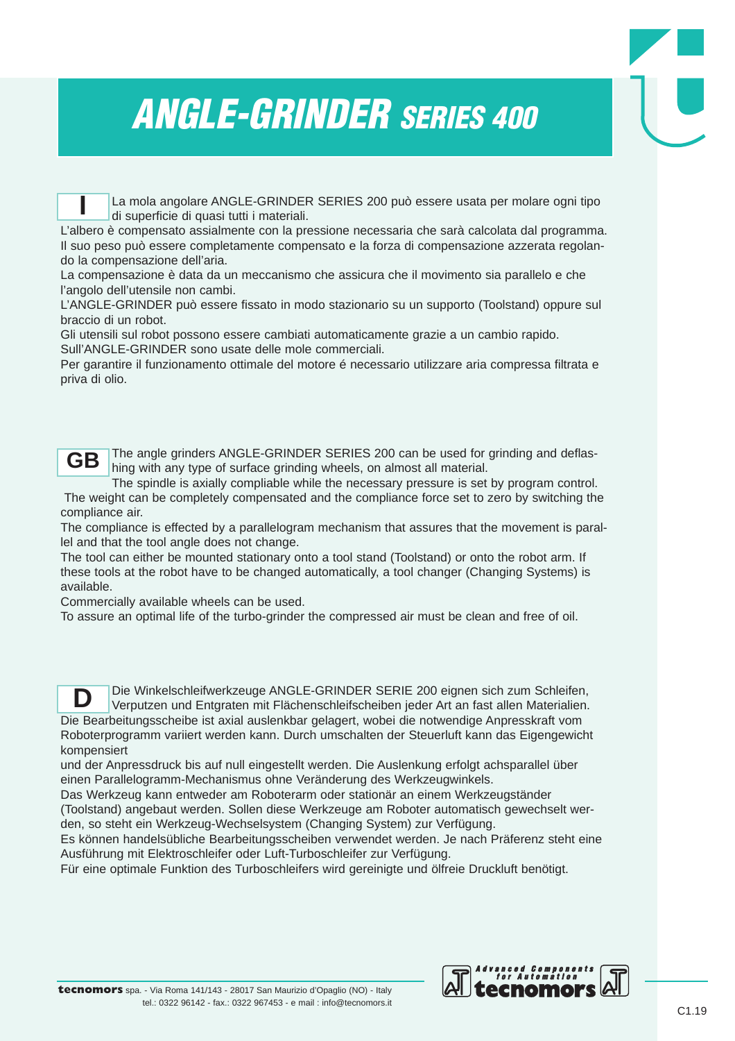# ANGLE-GRINDER *SERIES 400*

**I**

La mola angolare ANGLE-GRINDER SERIES 200 può essere usata per molare ogni tipo di superficie di quasi tutti i materiali.
L'albero è compensato assialmente con la pressione necessaria che sarà calcolata dal programma.
Il suo peso può essere completamente compensato e la forza di compensazione azzerata regolando la compensazione dell'aria.
La compensazione è data da un meccanismo che assicura che il movimento sia parallelo e che l'angolo dell'utensile non cambi.
L'ANGLE-GRINDER può essere fissato in modo stazionario su un supporto (Toolstand) oppure sul braccio di un robot.
Gli utensili sul robot possono essere cambiati automaticamente grazie a un cambio rapido.
Sull'ANGLE-GRINDER sono usate delle mole commerciali.
Per garantire il funzionamento ottimale del motore é necessario utilizzare aria compressa filtrata e priva di olio.

**GB**

The angle grinders ANGLE-GRINDER SERIES 200 can be used for grinding and deflashing with any type of surface grinding wheels, on almost all material.
The spindle is axially compliable while the necessary pressure is set by program control.
The weight can be completely compensated and the compliance force set to zero by switching the compliance air.
The compliance is effected by a parallelogram mechanism that assures that the movement is parallel and that the tool angle does not change.
The tool can either be mounted stationary onto a tool stand (Toolstand) or onto the robot arm. If these tools at the robot have to be changed automatically, a tool changer (Changing Systems) is available.
Commercially available wheels can be used.
To assure an optimal life of the turbo-grinder the compressed air must be clean and free of oil.

**D**

Die Winkelschleifwerkzeuge ANGLE-GRINDER SERIE 200 eignen sich zum Schleifen, Verputzen und Entgraten mit Flächenschleifscheiben jeder Art an fast allen Materialien.
Die Bearbeitungsscheibe ist axial auslenkbar gelagert, wobei die notwendige Anpresskraft vom Roboterprogramm variiert werden kann. Durch umschalten der Steuerluft kann das Eigengewicht kompensiert
und der Anpressdruck bis auf null eingestellt werden. Die Auslenkung erfolgt achsparallel über einen Parallelogramm-Mechanismus ohne Veränderung des Werkzeugwinkels.
Das Werkzeug kann entweder am Roboterarm oder stationär an einem Werkzeugständer (Toolstand) angebaut werden. Sollen diese Werkzeuge am Roboter automatisch gewechselt werden, so steht ein Werkzeug-Wechselsystem (Changing System) zur Verfügung.
Es können handelsübliche Bearbeitungsscheiben verwendet werden. Je nach Präferenz steht eine Ausführung mit Elektroschleifer oder Luft-Turboschleifer zur Verfügung.
Für eine optimale Funktion des Turboschleifers wird gereinigte und ölfreie Druckluft benötigt.

**tecnomors** spa. - Via Roma 141/143 - 28017 San Maurizio d'Opaglio (NO) - Italy
tel.: 0322 96142 - fax.: 0322 967453 - e mail : info@tecnomors.it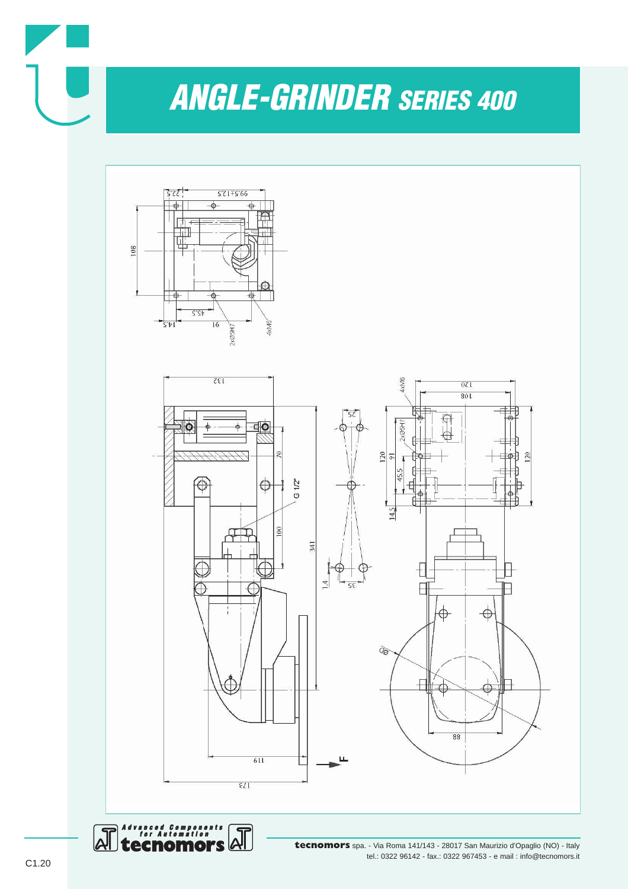# ANGLE-GRINDER SERIES 400

22.5 | 99.5÷12.5

108

14.5 | 45.5 | 16 | 2xØ5H7 | 4xM6

132

70

G 1/2"

100

341

25

35

1.4

4xM6

120

108

2xØ5H7

120 | 91 | 45.5 | 14.5

120

88

119

173

F

**tecnomors** spa. - Via Roma 141/143 - 28017 San Maurizio d'Opaglio (NO) - Italy
tel.: 0322 96142 - fax.: 0322 967453 - e mail : info@tecnomors.it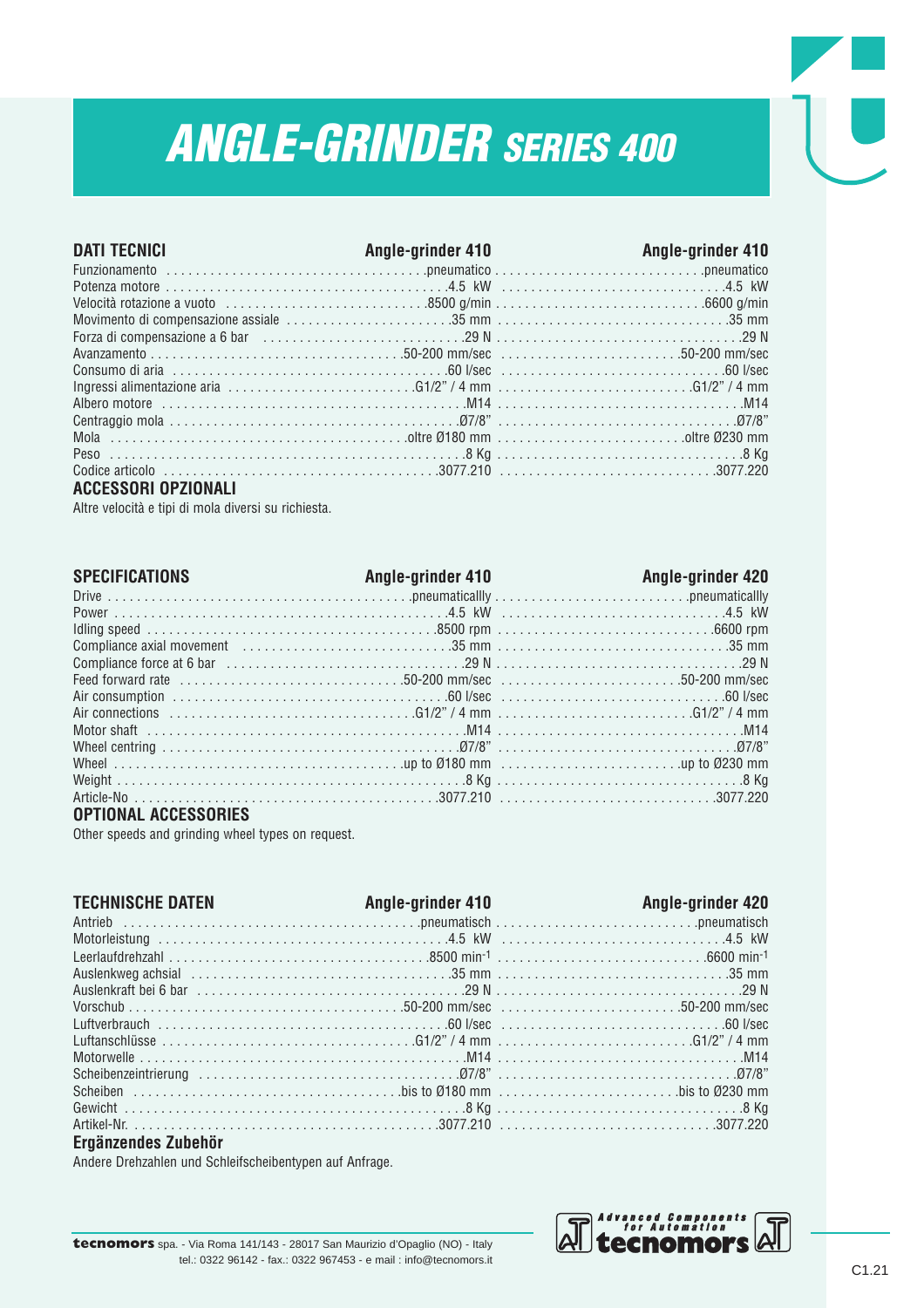# ANGLE-GRINDER *SERIES 400*

| DATI TECNICI | Angle-grinder 410 | Angle-grinder 410 |
|---|---|---|
| Funzionamento | pneumatico | pneumatico |
| Potenza motore | 4.5 kW | 4.5 kW |
| Velocità rotazione a vuoto | 8500 g/min | 6600 g/min |
| Movimento di compensazione assiale | 35 mm | 35 mm |
| Forza di compensazione a 6 bar | 29 N | 29 N |
| Avanzamento | 50-200 mm/sec | 50-200 mm/sec |
| Consumo di aria | 60 l/sec | 60 l/sec |
| Ingressi alimentazione aria | G1/2" / 4 mm | G1/2" / 4 mm |
| Albero motore | M14 | M14 |
| Centraggio mola | Ø7/8" | Ø7/8" |
| Mola | oltre Ø180 mm | oltre Ø230 mm |
| Peso | 8 Kg | 8 Kg |
| Codice articolo | 3077.210 | 3077.220 |

**ACCESSORI OPZIONALI**

Altre velocità e tipi di mola diversi su richiesta.

| SPECIFICATIONS | Angle-grinder 410 | Angle-grinder 420 |
|---|---|---|
| Drive | pneumaticallly | pneumaticallly |
| Power | 4.5 kW | 4.5 kW |
| Idling speed | 8500 rpm | 6600 rpm |
| Compliance axial movement | 35 mm | 35 mm |
| Compliance force at 6 bar | 29 N | 29 N |
| Feed forward rate | 50-200 mm/sec | 50-200 mm/sec |
| Air consumption | 60 l/sec | 60 l/sec |
| Air connections | G1/2" / 4 mm | G1/2" / 4 mm |
| Motor shaft | M14 | M14 |
| Wheel centring | Ø7/8" | Ø7/8" |
| Wheel | up to Ø180 mm | up to Ø230 mm |
| Weight | 8 Kg | 8 Kg |
| Article-No | 3077.210 | 3077.220 |

**OPTIONAL ACCESSORIES**

Other speeds and grinding wheel types on request.

| TECHNISCHE DATEN | Angle-grinder 410 | Angle-grinder 420 |
|---|---|---|
| Antrieb | pneumatisch | pneumatisch |
| Motorleistung | 4.5 kW | 4.5 kW |
| Leerlaufdrehzahl | 8500 $min^{-1}$ | 6600 $min^{-1}$ |
| Auslenkweg achsial | 35 mm | 35 mm |
| Auslenkraft bei 6 bar | 29 N | 29 N |
| Vorschub | 50-200 mm/sec | 50-200 mm/sec |
| Luftverbrauch | 60 l/sec | 60 l/sec |
| Luftanschlüsse | G1/2" / 4 mm | G1/2" / 4 mm |
| Motorwelle | M14 | M14 |
| Scheibenzeintrierung | Ø7/8" | Ø7/8" |
| Scheiben | bis to Ø180 mm | bis to Ø230 mm |
| Gewicht | 8 Kg | 8 Kg |
| Artikel-Nr. | 3077.210 | 3077.220 |

**Ergänzendes Zubehör**

Andere Drehzahlen und Schleifscheibentypen auf Anfrage.

**tecnomors** spa. - Via Roma 141/143 - 28017 San Maurizio d'Opaglio (NO) - Italy
tel.: 0322 96142 - fax.: 0322 967453 - e mail : info@tecnomors.it

Advanced Components for Automation **tecnomors**